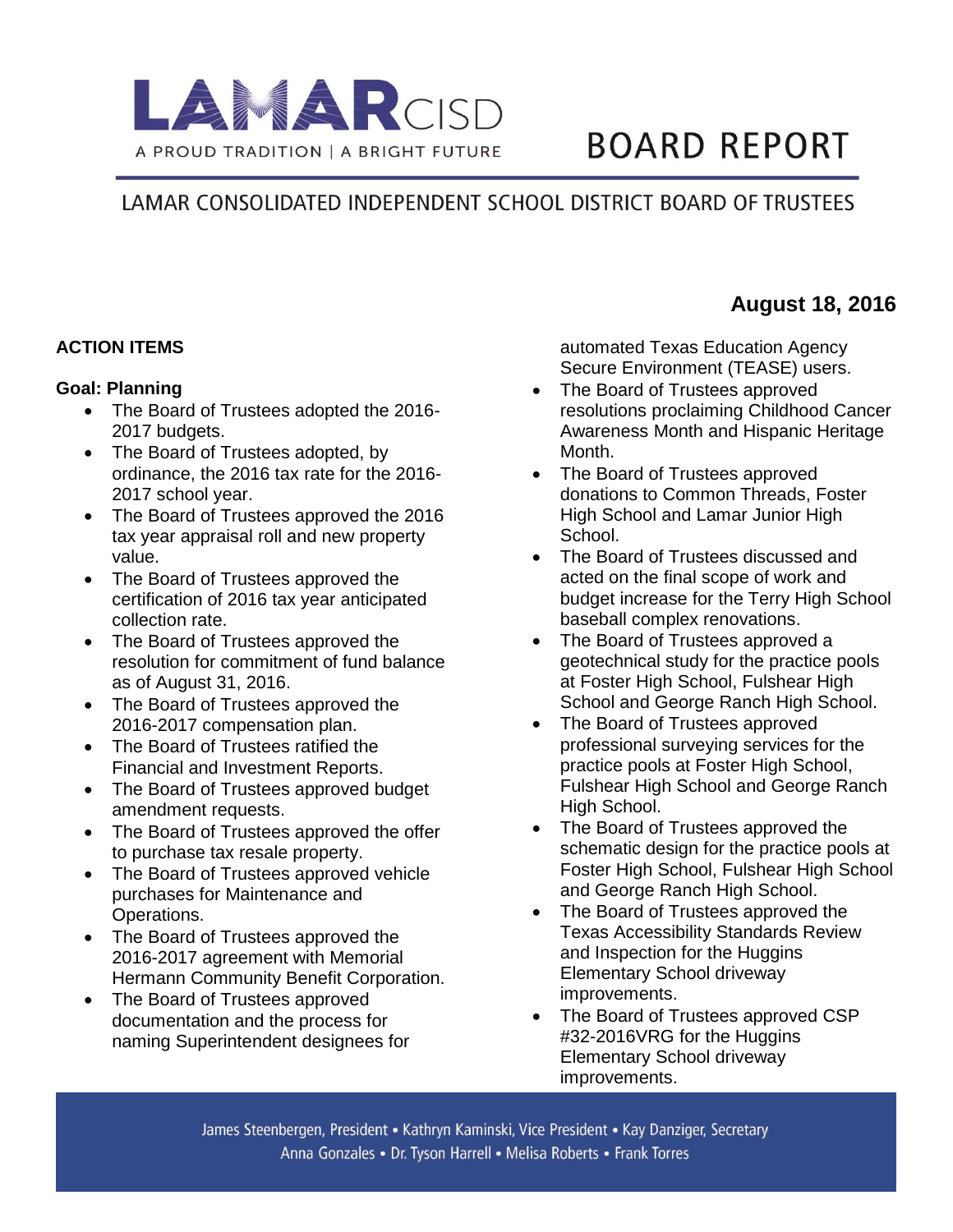# LAMAR CISD

A PROUD TRADITION | A BRIGHT FUTURE

# BOARD REPORT

## LAMAR CONSOLIDATED INDEPENDENT SCHOOL DISTRICT BOARD OF TRUSTEES

**August 18, 2016**

### ACTION ITEMS

**Goal: Planning**

- The Board of Trustees adopted the 2016-2017 budgets.
- The Board of Trustees adopted, by ordinance, the 2016 tax rate for the 2016-2017 school year.
- The Board of Trustees approved the 2016 tax year appraisal roll and new property value.
- The Board of Trustees approved the certification of 2016 tax year anticipated collection rate.
- The Board of Trustees approved the resolution for commitment of fund balance as of August 31, 2016.
- The Board of Trustees approved the 2016-2017 compensation plan.
- The Board of Trustees ratified the Financial and Investment Reports.
- The Board of Trustees approved budget amendment requests.
- The Board of Trustees approved the offer to purchase tax resale property.
- The Board of Trustees approved vehicle purchases for Maintenance and Operations.
- The Board of Trustees approved the 2016-2017 agreement with Memorial Hermann Community Benefit Corporation.
- The Board of Trustees approved documentation and the process for naming Superintendent designees for automated Texas Education Agency Secure Environment (TEASE) users.
- The Board of Trustees approved resolutions proclaiming Childhood Cancer Awareness Month and Hispanic Heritage Month.
- The Board of Trustees approved donations to Common Threads, Foster High School and Lamar Junior High School.
- The Board of Trustees discussed and acted on the final scope of work and budget increase for the Terry High School baseball complex renovations.
- The Board of Trustees approved a geotechnical study for the practice pools at Foster High School, Fulshear High School and George Ranch High School.
- The Board of Trustees approved professional surveying services for the practice pools at Foster High School, Fulshear High School and George Ranch High School.
- The Board of Trustees approved the schematic design for the practice pools at Foster High School, Fulshear High School and George Ranch High School.
- The Board of Trustees approved the Texas Accessibility Standards Review and Inspection for the Huggins Elementary School driveway improvements.
- The Board of Trustees approved CSP #32-2016VRG for the Huggins Elementary School driveway improvements.

James Steenbergen, President • Kathryn Kaminski, Vice President • Kay Danziger, Secretary
Anna Gonzales • Dr. Tyson Harrell • Melisa Roberts • Frank Torres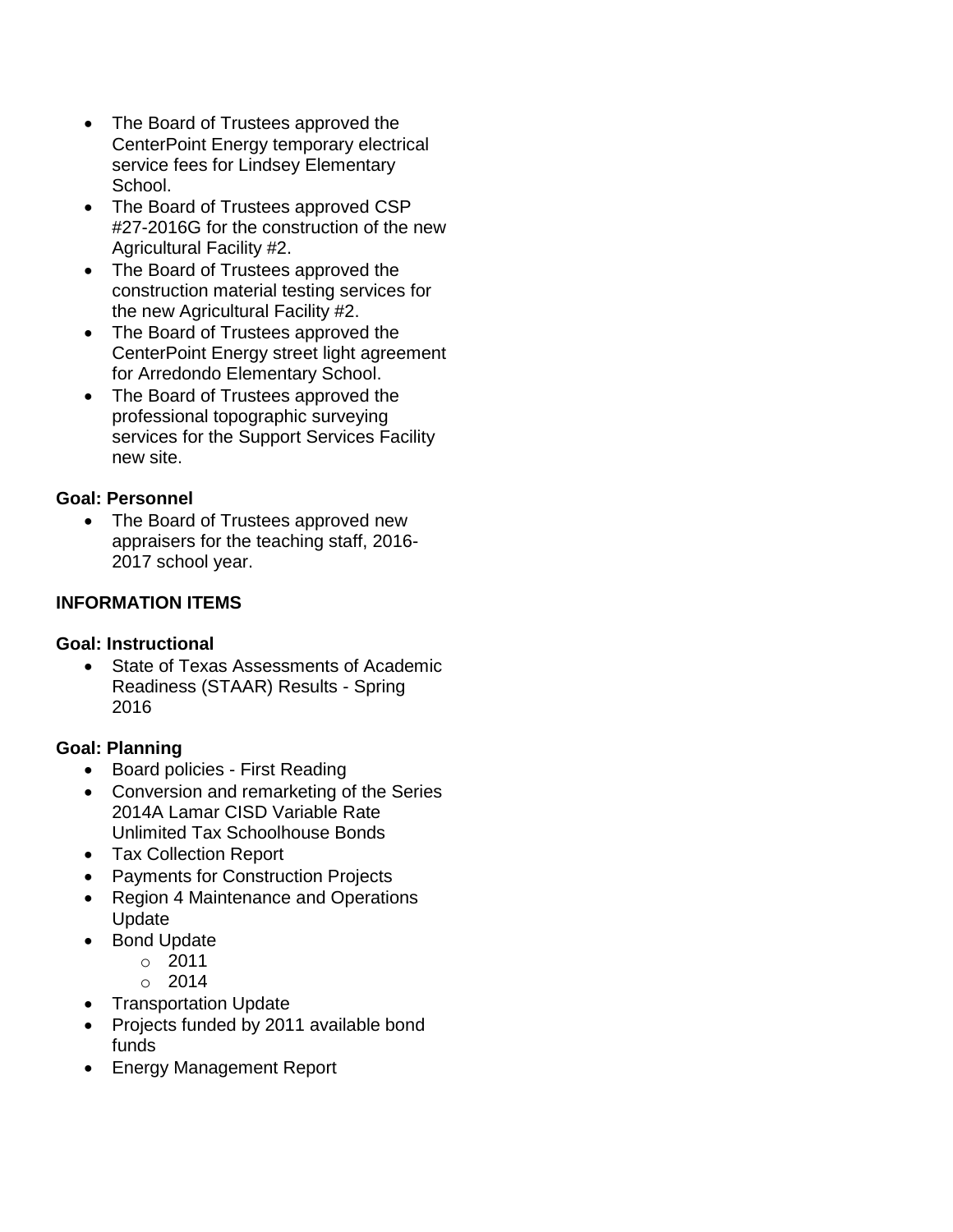- The Board of Trustees approved the CenterPoint Energy temporary electrical service fees for Lindsey Elementary School.
- The Board of Trustees approved CSP #27-2016G for the construction of the new Agricultural Facility #2.
- The Board of Trustees approved the construction material testing services for the new Agricultural Facility #2.
- The Board of Trustees approved the CenterPoint Energy street light agreement for Arredondo Elementary School.
- The Board of Trustees approved the professional topographic surveying services for the Support Services Facility new site.

**Goal: Personnel**

- The Board of Trustees approved new appraisers for the teaching staff, 2016-2017 school year.

**INFORMATION ITEMS**

**Goal: Instructional**

- State of Texas Assessments of Academic Readiness (STAAR) Results - Spring 2016

**Goal: Planning**

- Board policies - First Reading
- Conversion and remarketing of the Series 2014A Lamar CISD Variable Rate Unlimited Tax Schoolhouse Bonds
- Tax Collection Report
- Payments for Construction Projects
- Region 4 Maintenance and Operations Update
- Bond Update
  - 2011
  - 2014
- Transportation Update
- Projects funded by 2011 available bond funds
- Energy Management Report